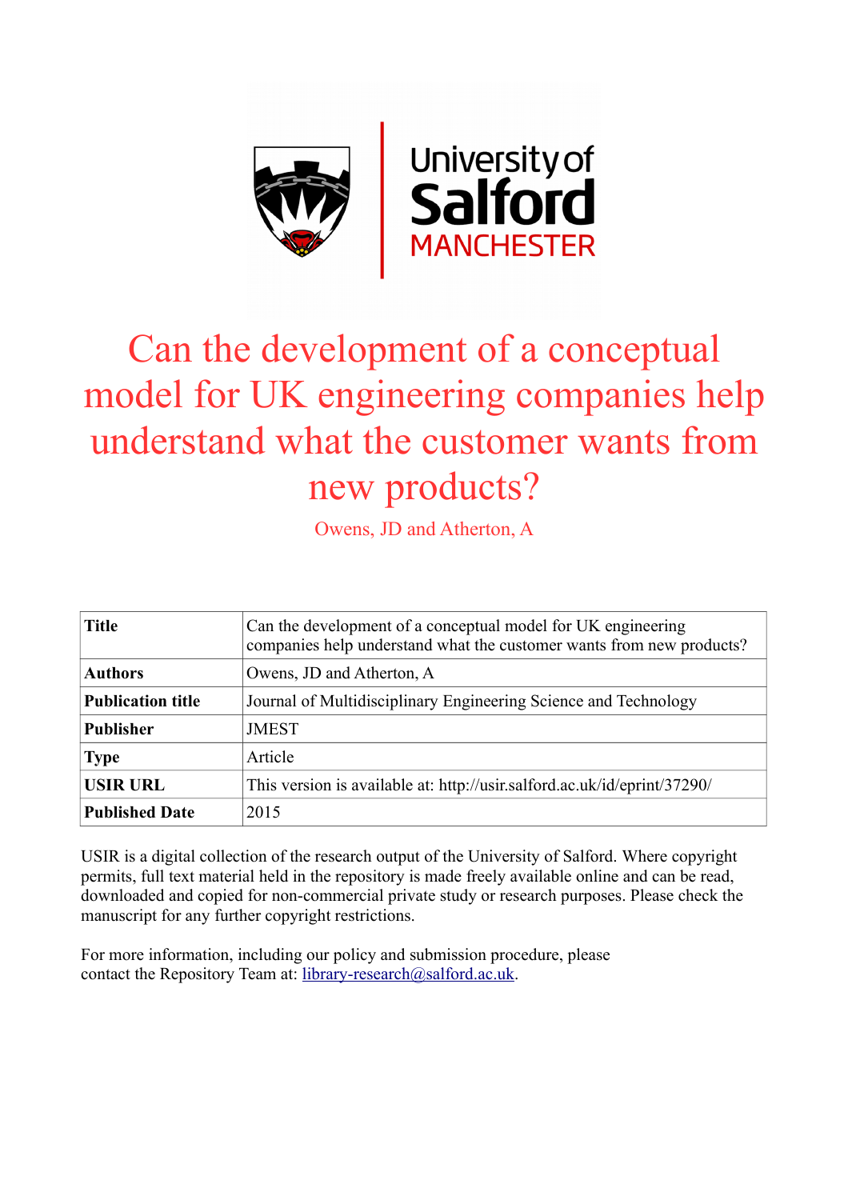# Can the development of a conceptual model for UK engineering companies help understand what the customer wants from new products?

Owens, JD and Atherton, A

| Title | Can the development of a conceptual model for UK engineering companies help understand what the customer wants from new products? |
|---|---|
| Authors | Owens, JD and Atherton, A |
| Publication title | Journal of Multidisciplinary Engineering Science and Technology |
| Publisher | JMEST |
| Type | Article |
| USIR URL | This version is available at: http://usir.salford.ac.uk/id/eprint/37290/ |
| Published Date | 2015 |

USIR is a digital collection of the research output of the University of Salford. Where copyright permits, full text material held in the repository is made freely available online and can be read, downloaded and copied for non-commercial private study or research purposes. Please check the manuscript for any further copyright restrictions.

For more information, including our policy and submission procedure, please contact the Repository Team at: library-research@salford.ac.uk.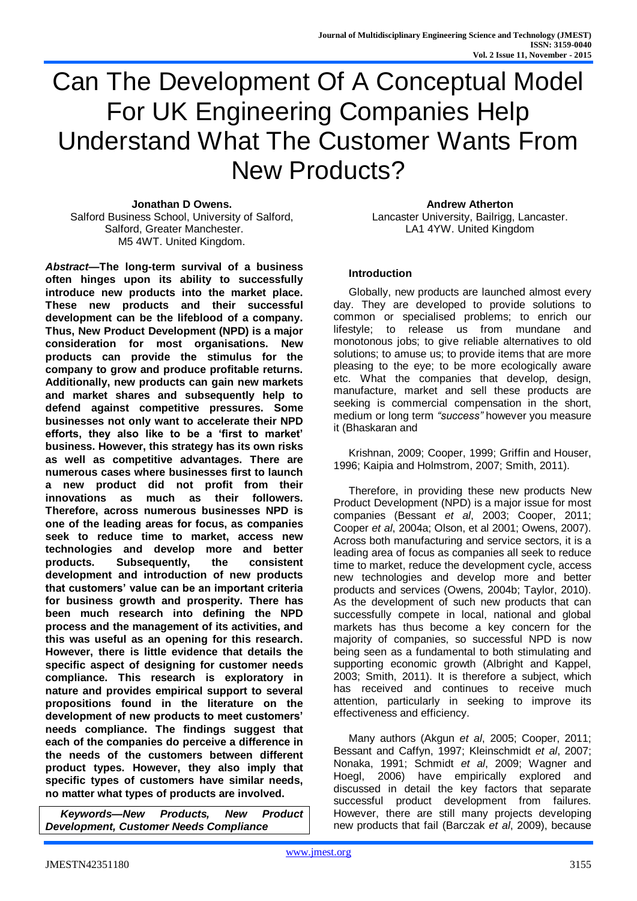# Can The Development Of A Conceptual Model For UK Engineering Companies Help Understand What The Customer Wants From New Products?

**Jonathan D Owens.**
Salford Business School, University of Salford, Salford, Greater Manchester. M5 4WT. United Kingdom.

**Andrew Atherton**
Lancaster University, Bailrigg, Lancaster. LA1 4YW. United Kingdom

***Abstract*—The long-term survival of a business often hinges upon its ability to successfully introduce new products into the market place. These new products and their successful development can be the lifeblood of a company. Thus, New Product Development (NPD) is a major consideration for most organisations. New products can provide the stimulus for the company to grow and produce profitable returns. Additionally, new products can gain new markets and market shares and subsequently help to defend against competitive pressures. Some businesses not only want to accelerate their NPD efforts, they also like to be a 'first to market' business. However, this strategy has its own risks as well as competitive advantages. There are numerous cases where businesses first to launch a new product did not profit from their innovations as much as their followers. Therefore, across numerous businesses NPD is one of the leading areas for focus, as companies seek to reduce time to market, access new technologies and develop more and better products. Subsequently, the consistent development and introduction of new products that customers' value can be an important criteria for business growth and prosperity. There has been much research into defining the NPD process and the management of its activities, and this was useful as an opening for this research. However, there is little evidence that details the specific aspect of designing for customer needs compliance. This research is exploratory in nature and provides empirical support to several propositions found in the literature on the development of new products to meet customers' needs compliance. The findings suggest that each of the companies do perceive a difference in the needs of the customers between different product types. However, they also imply that specific types of customers have similar needs, no matter what types of products are involved.**

***Keywords*—New Products, New Product Development, Customer Needs Compliance**

## Introduction

Globally, new products are launched almost every day. They are developed to provide solutions to common or specialised problems; to enrich our lifestyle; to release us from mundane and monotonous jobs; to give reliable alternatives to old solutions; to amuse us; to provide items that are more pleasing to the eye; to be more ecologically aware etc. What the companies that develop, design, manufacture, market and sell these products are seeking is commercial compensation in the short, medium or long term *"success"* however you measure it (Bhaskaran and Krishnan, 2009; Cooper, 1999; Griffin and Houser, 1996; Kaipia and Holmstrom, 2007; Smith, 2011).

Therefore, in providing these new products New Product Development (NPD) is a major issue for most companies (Bessant *et al*, 2003; Cooper, 2011; Cooper *et al*, 2004a; Olson, et al 2001; Owens, 2007). Across both manufacturing and service sectors, it is a leading area of focus as companies all seek to reduce time to market, reduce the development cycle, access new technologies and develop more and better products and services (Owens, 2004b; Taylor, 2010). As the development of such new products that can successfully compete in local, national and global markets has thus become a key concern for the majority of companies, so successful NPD is now being seen as a fundamental to both stimulating and supporting economic growth (Albright and Kappel, 2003; Smith, 2011). It is therefore a subject, which has received and continues to receive much attention, particularly in seeking to improve its effectiveness and efficiency.

Many authors (Akgun *et al*, 2005; Cooper, 2011; Bessant and Caffyn, 1997; Kleinschmidt *et al*, 2007; Nonaka, 1991; Schmidt *et al*, 2009; Wagner and Hoegl, 2006) have empirically explored and discussed in detail the key factors that separate successful product development from failures. However, there are still many projects developing new products that fail (Barczak *et al*, 2009), because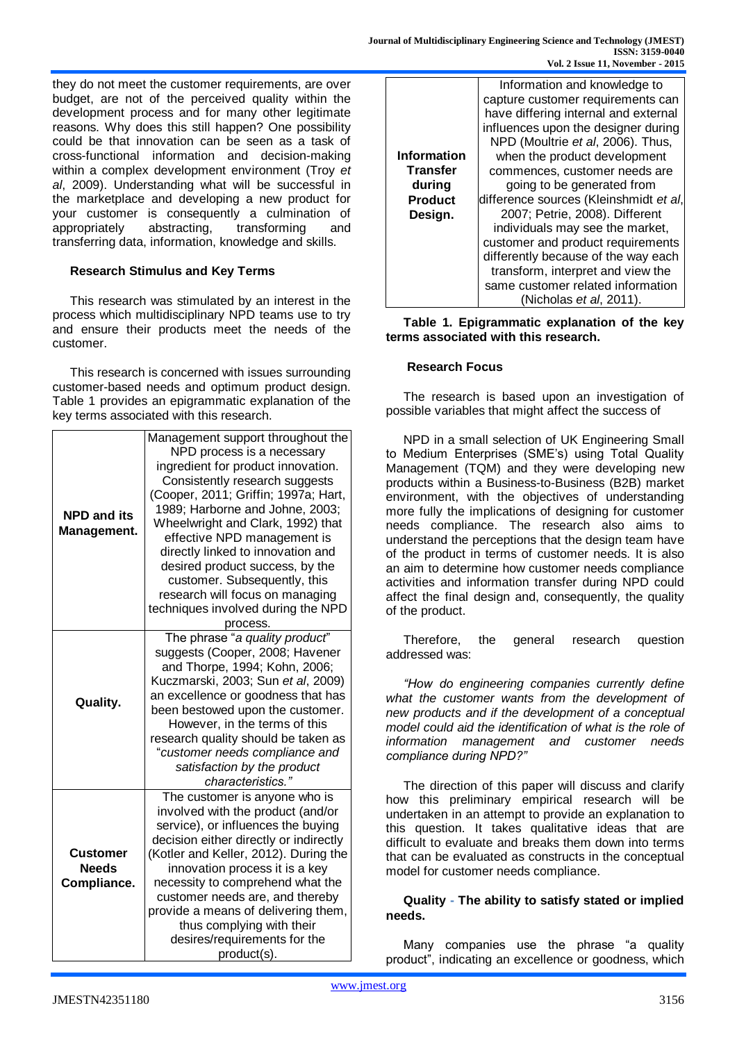they do not meet the customer requirements, are over budget, are not of the perceived quality within the development process and for many other legitimate reasons. Why does this still happen? One possibility could be that innovation can be seen as a task of cross-functional information and decision-making within a complex development environment (Troy *et al*, 2009). Understanding what will be successful in the marketplace and developing a new product for your customer is consequently a culmination of appropriately abstracting, transforming and transferring data, information, knowledge and skills.

### Research Stimulus and Key Terms

This research was stimulated by an interest in the process which multidisciplinary NPD teams use to try and ensure their products meet the needs of the customer.

This research is concerned with issues surrounding customer-based needs and optimum product design. Table 1 provides an epigrammatic explanation of the key terms associated with this research.

| | |
|---|---|
| **NPD and its Management.** | Management support throughout the NPD process is a necessary ingredient for product innovation. Consistently research suggests (Cooper, 2011; Griffin; 1997a; Hart, 1989; Harborne and Johne, 2003; Wheelwright and Clark, 1992) that effective NPD management is directly linked to innovation and desired product success, by the customer. Subsequently, this research will focus on managing techniques involved during the NPD process. |
| **Quality.** | The phrase "*a quality product*" suggests (Cooper, 2008; Havener and Thorpe, 1994; Kohn, 2006; Kuczmarski, 2003; Sun *et al*, 2009) an excellence or goodness that has been bestowed upon the customer. However, in the terms of this research quality should be taken as "*customer needs compliance and satisfaction by the product characteristics.*" |
| **Customer Needs Compliance.** | The customer is anyone who is involved with the product (and/or service), or influences the buying decision either directly or indirectly (Kotler and Keller, 2012). During the innovation process it is a key necessity to comprehend what the customer needs are, and thereby provide a means of delivering them, thus complying with their desires/requirements for the product(s). |
| **Information Transfer during Product Design.** | Information and knowledge to capture customer requirements can have differing internal and external influences upon the designer during NPD (Moultrie *et al*, 2006). Thus, when the product development commences, customer needs are going to be generated from difference sources (Kleinshmidt *et al*, 2007; Petrie, 2008). Different individuals may see the market, customer and product requirements differently because of the way each transform, interpret and view the same customer related information (Nicholas *et al*, 2011). |

**Table 1. Epigrammatic explanation of the key terms associated with this research.**

### Research Focus

The research is based upon an investigation of possible variables that might affect the success of NPD in a small selection of UK Engineering Small to Medium Enterprises (SME's) using Total Quality Management (TQM) and they were developing new products within a Business-to-Business (B2B) market environment, with the objectives of understanding more fully the implications of designing for customer needs compliance. The research also aims to understand the perceptions that the design team have of the product in terms of customer needs. It is also an aim to determine how customer needs compliance activities and information transfer during NPD could affect the final design and, consequently, the quality of the product.

Therefore, the general research question addressed was:

*"How do engineering companies currently define what the customer wants from the development of new products and if the development of a conceptual model could aid the identification of what is the role of information management and customer needs compliance during NPD?"*

The direction of this paper will discuss and clarify how this preliminary empirical research will be undertaken in an attempt to provide an explanation to this question. It takes qualitative ideas that are difficult to evaluate and breaks them down into terms that can be evaluated as constructs in the conceptual model for customer needs compliance.

### Quality - The ability to satisfy stated or implied needs.

Many companies use the phrase "a quality product", indicating an excellence or goodness, which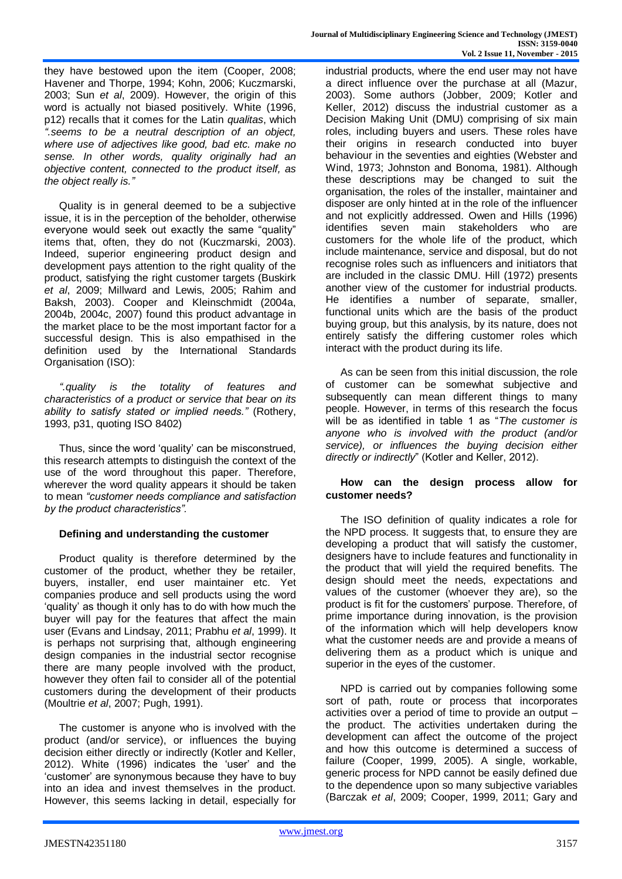they have bestowed upon the item (Cooper, 2008; Havener and Thorpe, 1994; Kohn, 2006; Kuczmarski, 2003; Sun *et al*, 2009). However, the origin of this word is actually not biased positively. White (1996, p12) recalls that it comes for the Latin *qualitas*, which *".seems to be a neutral description of an object, where use of adjectives like good, bad etc. make no sense. In other words, quality originally had an objective content, connected to the product itself, as the object really is."*

Quality is in general deemed to be a subjective issue, it is in the perception of the beholder, otherwise everyone would seek out exactly the same "quality" items that, often, they do not (Kuczmarski, 2003). Indeed, superior engineering product design and development pays attention to the right quality of the product, satisfying the right customer targets (Buskirk *et al*, 2009; Millward and Lewis, 2005; Rahim and Baksh, 2003). Cooper and Kleinschmidt (2004a, 2004b, 2004c, 2007) found this product advantage in the market place to be the most important factor for a successful design. This is also empathised in the definition used by the International Standards Organisation (ISO):

*".quality is the totality of features and characteristics of a product or service that bear on its ability to satisfy stated or implied needs."* (Rothery, 1993, p31, quoting ISO 8402)

Thus, since the word 'quality' can be misconstrued, this research attempts to distinguish the context of the use of the word throughout this paper. Therefore, wherever the word quality appears it should be taken to mean *"customer needs compliance and satisfaction by the product characteristics"*.

### Defining and understanding the customer

Product quality is therefore determined by the customer of the product, whether they be retailer, buyers, installer, end user maintainer etc. Yet companies produce and sell products using the word 'quality' as though it only has to do with how much the buyer will pay for the features that affect the main user (Evans and Lindsay, 2011; Prabhu *et al*, 1999). It is perhaps not surprising that, although engineering design companies in the industrial sector recognise there are many people involved with the product, however they often fail to consider all of the potential customers during the development of their products (Moultrie *et al*, 2007; Pugh, 1991).

The customer is anyone who is involved with the product (and/or service), or influences the buying decision either directly or indirectly (Kotler and Keller, 2012). White (1996) indicates the 'user' and the 'customer' are synonymous because they have to buy into an idea and invest themselves in the product. However, this seems lacking in detail, especially for industrial products, where the end user may not have a direct influence over the purchase at all (Mazur, 2003). Some authors (Jobber, 2009; Kotler and Keller, 2012) discuss the industrial customer as a Decision Making Unit (DMU) comprising of six main roles, including buyers and users. These roles have their origins in research conducted into buyer behaviour in the seventies and eighties (Webster and Wind, 1973; Johnston and Bonoma, 1981). Although these descriptions may be changed to suit the organisation, the roles of the installer, maintainer and disposer are only hinted at in the role of the influencer and not explicitly addressed. Owen and Hills (1996) identifies seven main stakeholders who are customers for the whole life of the product, which include maintenance, service and disposal, but do not recognise roles such as influencers and initiators that are included in the classic DMU. Hill (1972) presents another view of the customer for industrial products. He identifies a number of separate, smaller, functional units which are the basis of the product buying group, but this analysis, by its nature, does not entirely satisfy the differing customer roles which interact with the product during its life.

As can be seen from this initial discussion, the role of customer can be somewhat subjective and subsequently can mean different things to many people. However, in terms of this research the focus will be as identified in table 1 as "*The customer is anyone who is involved with the product (and/or service), or influences the buying decision either directly or indirectly*" (Kotler and Keller, 2012).

### How can the design process allow for customer needs?

The ISO definition of quality indicates a role for the NPD process. It suggests that, to ensure they are developing a product that will satisfy the customer, designers have to include features and functionality in the product that will yield the required benefits. The design should meet the needs, expectations and values of the customer (whoever they are), so the product is fit for the customers' purpose. Therefore, of prime importance during innovation, is the provision of the information which will help developers know what the customer needs are and provide a means of delivering them as a product which is unique and superior in the eyes of the customer.

NPD is carried out by companies following some sort of path, route or process that incorporates activities over a period of time to provide an output – the product. The activities undertaken during the development can affect the outcome of the project and how this outcome is determined a success of failure (Cooper, 1999, 2005). A single, workable, generic process for NPD cannot be easily defined due to the dependence upon so many subjective variables (Barczak *et al*, 2009; Cooper, 1999, 2011; Gary and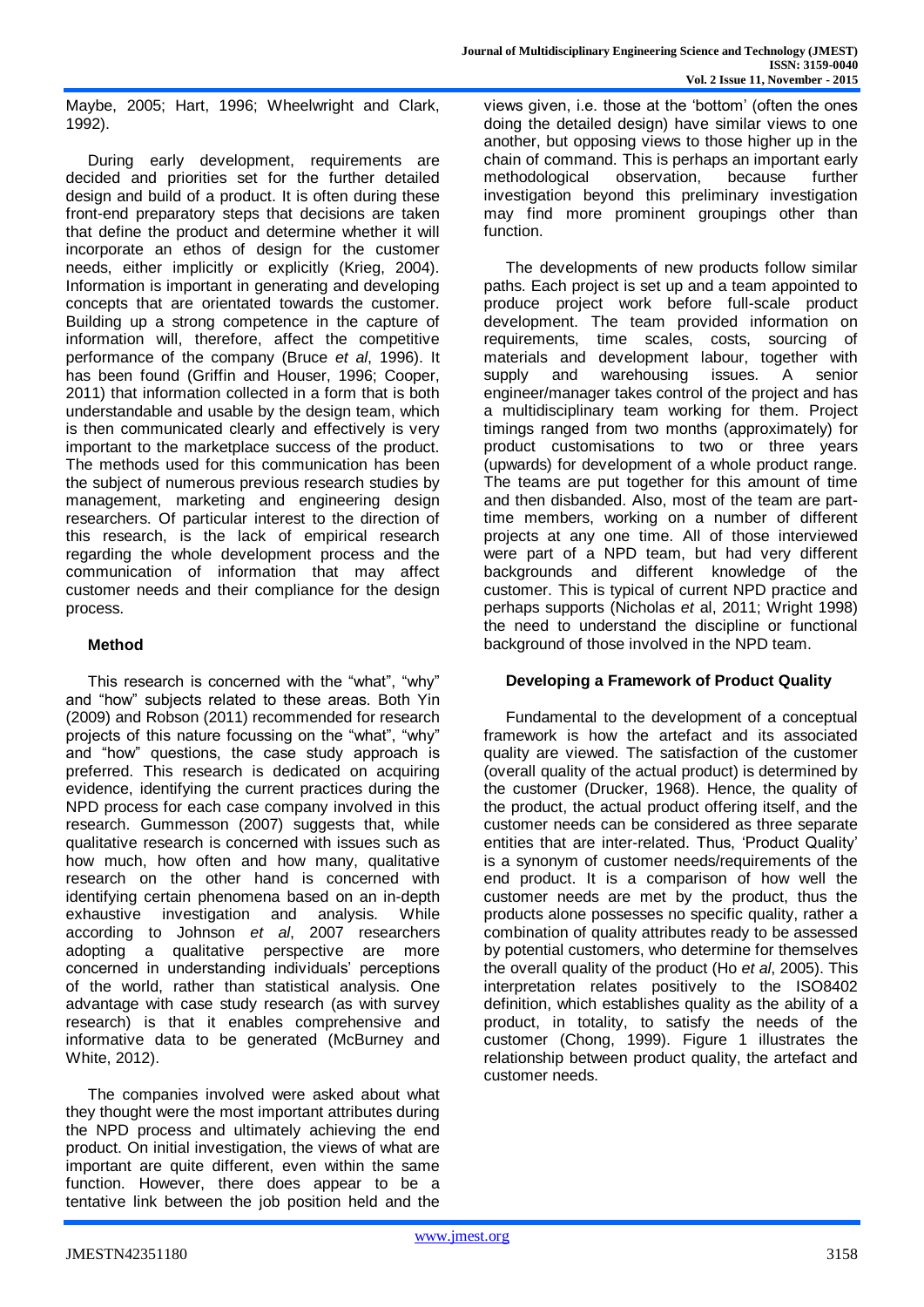Maybe, 2005; Hart, 1996; Wheelwright and Clark, 1992).

During early development, requirements are decided and priorities set for the further detailed design and build of a product. It is often during these front-end preparatory steps that decisions are taken that define the product and determine whether it will incorporate an ethos of design for the customer needs, either implicitly or explicitly (Krieg, 2004). Information is important in generating and developing concepts that are orientated towards the customer. Building up a strong competence in the capture of information will, therefore, affect the competitive performance of the company (Bruce *et al*, 1996). It has been found (Griffin and Houser, 1996; Cooper, 2011) that information collected in a form that is both understandable and usable by the design team, which is then communicated clearly and effectively is very important to the marketplace success of the product. The methods used for this communication has been the subject of numerous previous research studies by management, marketing and engineering design researchers. Of particular interest to the direction of this research, is the lack of empirical research regarding the whole development process and the communication of information that may affect customer needs and their compliance for the design process.

## Method

This research is concerned with the "what", "why" and "how" subjects related to these areas. Both Yin (2009) and Robson (2011) recommended for research projects of this nature focussing on the "what", "why" and "how" questions, the case study approach is preferred. This research is dedicated on acquiring evidence, identifying the current practices during the NPD process for each case company involved in this research. Gummesson (2007) suggests that, while qualitative research is concerned with issues such as how much, how often and how many, qualitative research on the other hand is concerned with identifying certain phenomena based on an in-depth exhaustive investigation and analysis. While according to Johnson *et al*, 2007 researchers adopting a qualitative perspective are more concerned in understanding individuals' perceptions of the world, rather than statistical analysis. One advantage with case study research (as with survey research) is that it enables comprehensive and informative data to be generated (McBurney and White, 2012).

The companies involved were asked about what they thought were the most important attributes during the NPD process and ultimately achieving the end product. On initial investigation, the views of what are important are quite different, even within the same function. However, there does appear to be a tentative link between the job position held and the views given, i.e. those at the 'bottom' (often the ones doing the detailed design) have similar views to one another, but opposing views to those higher up in the chain of command. This is perhaps an important early methodological observation, because further investigation beyond this preliminary investigation may find more prominent groupings other than function.

The developments of new products follow similar paths. Each project is set up and a team appointed to produce project work before full-scale product development. The team provided information on requirements, time scales, costs, sourcing of materials and development labour, together with supply and warehousing issues. A senior engineer/manager takes control of the project and has a multidisciplinary team working for them. Project timings ranged from two months (approximately) for product customisations to two or three years (upwards) for development of a whole product range. The teams are put together for this amount of time and then disbanded. Also, most of the team are part-time members, working on a number of different projects at any one time. All of those interviewed were part of a NPD team, but had very different backgrounds and different knowledge of the customer. This is typical of current NPD practice and perhaps supports (Nicholas *et* al, 2011; Wright 1998) the need to understand the discipline or functional background of those involved in the NPD team.

## Developing a Framework of Product Quality

Fundamental to the development of a conceptual framework is how the artefact and its associated quality are viewed. The satisfaction of the customer (overall quality of the actual product) is determined by the customer (Drucker, 1968). Hence, the quality of the product, the actual product offering itself, and the customer needs can be considered as three separate entities that are inter-related. Thus, 'Product Quality' is a synonym of customer needs/requirements of the end product. It is a comparison of how well the customer needs are met by the product, thus the products alone possesses no specific quality, rather a combination of quality attributes ready to be assessed by potential customers, who determine for themselves the overall quality of the product (Ho *et al*, 2005). This interpretation relates positively to the ISO8402 definition, which establishes quality as the ability of a product, in totality, to satisfy the needs of the customer (Chong, 1999). Figure 1 illustrates the relationship between product quality, the artefact and customer needs.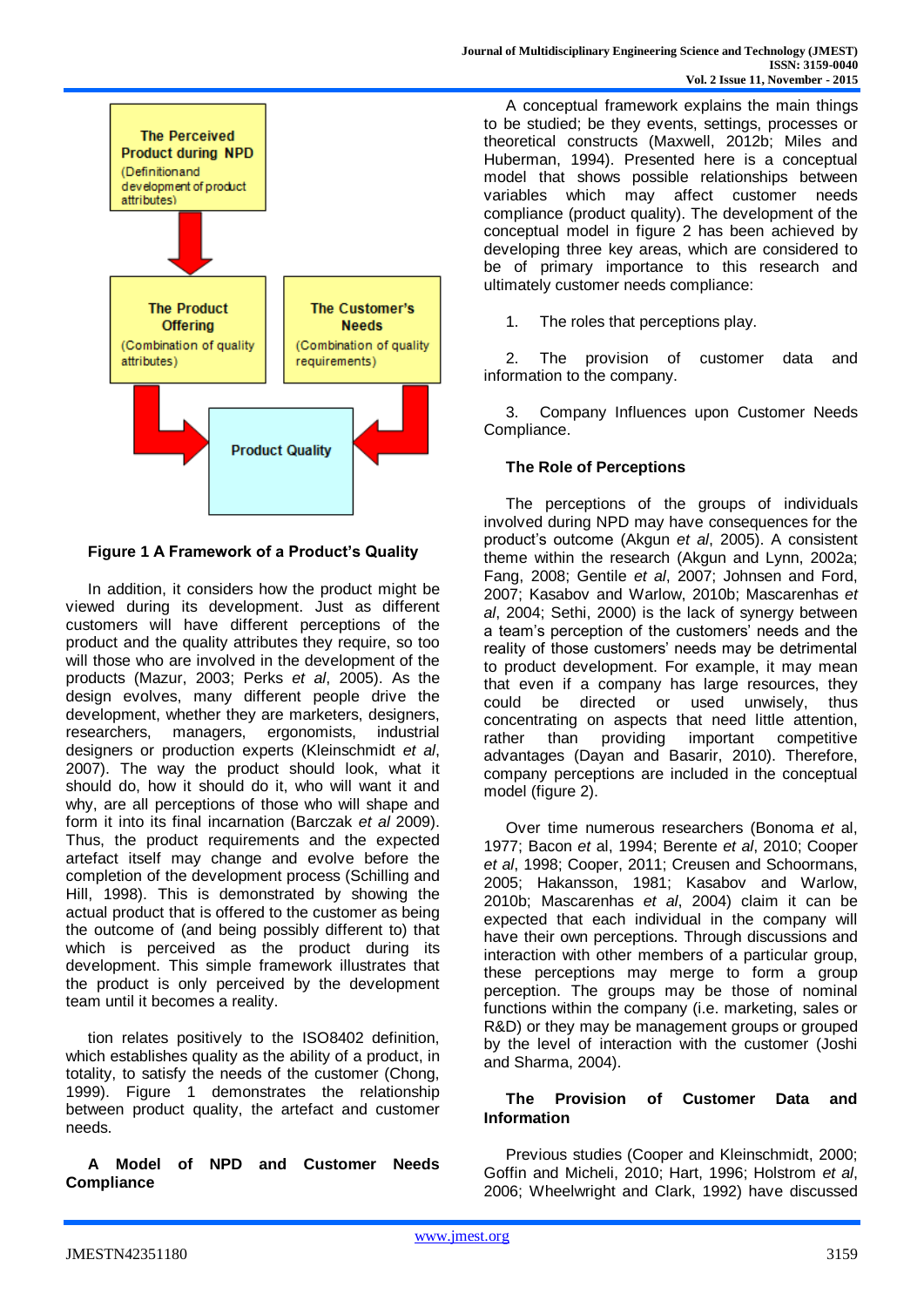The Perceived Product during NPD (Definition and development of product attributes)

The Product Offering (Combination of quality attributes)

The Customer's Needs (Combination of quality requirements)

Product Quality

**Figure 1 A Framework of a Product's Quality**

In addition, it considers how the product might be viewed during its development. Just as different customers will have different perceptions of the product and the quality attributes they require, so too will those who are involved in the development of the products (Mazur, 2003; Perks *et al*, 2005). As the design evolves, many different people drive the development, whether they are marketers, designers, researchers, managers, ergonomists, industrial designers or production experts (Kleinschmidt *et al*, 2007). The way the product should look, what it should do, how it should do it, who will want it and why, are all perceptions of those who will shape and form it into its final incarnation (Barczak *et al* 2009). Thus, the product requirements and the expected artefact itself may change and evolve before the completion of the development process (Schilling and Hill, 1998). This is demonstrated by showing the actual product that is offered to the customer as being the outcome of (and being possibly different to) that which is perceived as the product during its development. This simple framework illustrates that the product is only perceived by the development team until it becomes a reality.

tion relates positively to the ISO8402 definition, which establishes quality as the ability of a product, in totality, to satisfy the needs of the customer (Chong, 1999). Figure 1 demonstrates the relationship between product quality, the artefact and customer needs.

**A Model of NPD and Customer Needs Compliance**

A conceptual framework explains the main things to be studied; be they events, settings, processes or theoretical constructs (Maxwell, 2012b; Miles and Huberman, 1994). Presented here is a conceptual model that shows possible relationships between variables which may affect customer needs compliance (product quality). The development of the conceptual model in figure 2 has been achieved by developing three key areas, which are considered to be of primary importance to this research and ultimately customer needs compliance:

1. The roles that perceptions play.

2. The provision of customer data and information to the company.

3. Company Influences upon Customer Needs Compliance.

**The Role of Perceptions**

The perceptions of the groups of individuals involved during NPD may have consequences for the product's outcome (Akgun *et al*, 2005). A consistent theme within the research (Akgun and Lynn, 2002a; Fang, 2008; Gentile *et al*, 2007; Johnsen and Ford, 2007; Kasabov and Warlow, 2010b; Mascarenhas *et al*, 2004; Sethi, 2000) is the lack of synergy between a team's perception of the customers' needs and the reality of those customers' needs may be detrimental to product development. For example, it may mean that even if a company has large resources, they could be directed or used unwisely, thus concentrating on aspects that need little attention, rather than providing important competitive advantages (Dayan and Basarir, 2010). Therefore, company perceptions are included in the conceptual model (figure 2).

Over time numerous researchers (Bonoma *et* al, 1977; Bacon *et* al, 1994; Berente *et al*, 2010; Cooper *et al*, 1998; Cooper, 2011; Creusen and Schoormans, 2005; Hakansson, 1981; Kasabov and Warlow, 2010b; Mascarenhas *et al*, 2004) claim it can be expected that each individual in the company will have their own perceptions. Through discussions and interaction with other members of a particular group, these perceptions may merge to form a group perception. The groups may be those of nominal functions within the company (i.e. marketing, sales or R&D) or they may be management groups or grouped by the level of interaction with the customer (Joshi and Sharma, 2004).

**The Provision of Customer Data and Information**

Previous studies (Cooper and Kleinschmidt, 2000; Goffin and Micheli, 2010; Hart, 1996; Holstrom *et al*, 2006; Wheelwright and Clark, 1992) have discussed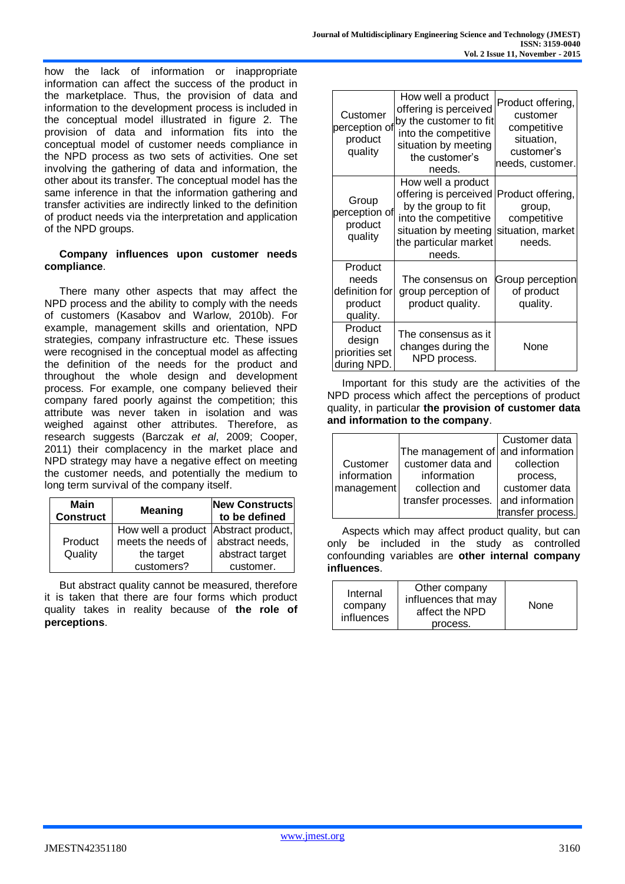how the lack of information or inappropriate information can affect the success of the product in the marketplace. Thus, the provision of data and information to the development process is included in the conceptual model illustrated in figure 2. The provision of data and information fits into the conceptual model of customer needs compliance in the NPD process as two sets of activities. One set involving the gathering of data and information, the other about its transfer. The conceptual model has the same inference in that the information gathering and transfer activities are indirectly linked to the definition of product needs via the interpretation and application of the NPD groups.

**Company influences upon customer needs compliance**.

There many other aspects that may affect the NPD process and the ability to comply with the needs of customers (Kasabov and Warlow, 2010b). For example, management skills and orientation, NPD strategies, company infrastructure etc. These issues were recognised in the conceptual model as affecting the definition of the needs for the product and throughout the whole design and development process. For example, one company believed their company fared poorly against the competition; this attribute was never taken in isolation and was weighed against other attributes. Therefore, as research suggests (Barczak *et al*, 2009; Cooper, 2011) their complacency in the market place and NPD strategy may have a negative effect on meeting the customer needs, and potentially the medium to long term survival of the company itself.

| Main Construct | Meaning | New Constructs to be defined |
|---|---|---|
| Product Quality | How well a product meets the needs of the target customers? | Abstract product, abstract needs, abstract target customer. |

But abstract quality cannot be measured, therefore it is taken that there are four forms which product quality takes in reality because of **the role of perceptions**.

| | | |
|---|---|---|
| Customer perception of product quality | How well a product offering is perceived by the customer to fit into the competitive situation by meeting the customer's needs. | Product offering, customer competitive situation, customer's needs, customer. |
| Group perception of product quality | How well a product offering is perceived by the group to fit into the competitive situation by meeting the particular market needs. | Product offering, group, competitive situation, market needs. |
| Product needs definition for product quality. | The consensus on group perception of product quality. | Group perception of product quality. |
| Product design priorities set during NPD. | The consensus as it changes during the NPD process. | None |

Important for this study are the activities of the NPD process which affect the perceptions of product quality, in particular **the provision of customer data and information to the company**.

| | | |
|---|---|---|
| Customer information management | The management of customer data and information collection and transfer processes. | Customer data and information collection process, customer data and information transfer process. |

Aspects which may affect product quality, but can only be included in the study as controlled confounding variables are **other internal company influences**.

| | | |
|---|---|---|
| Internal company influences | Other company influences that may affect the NPD process. | None |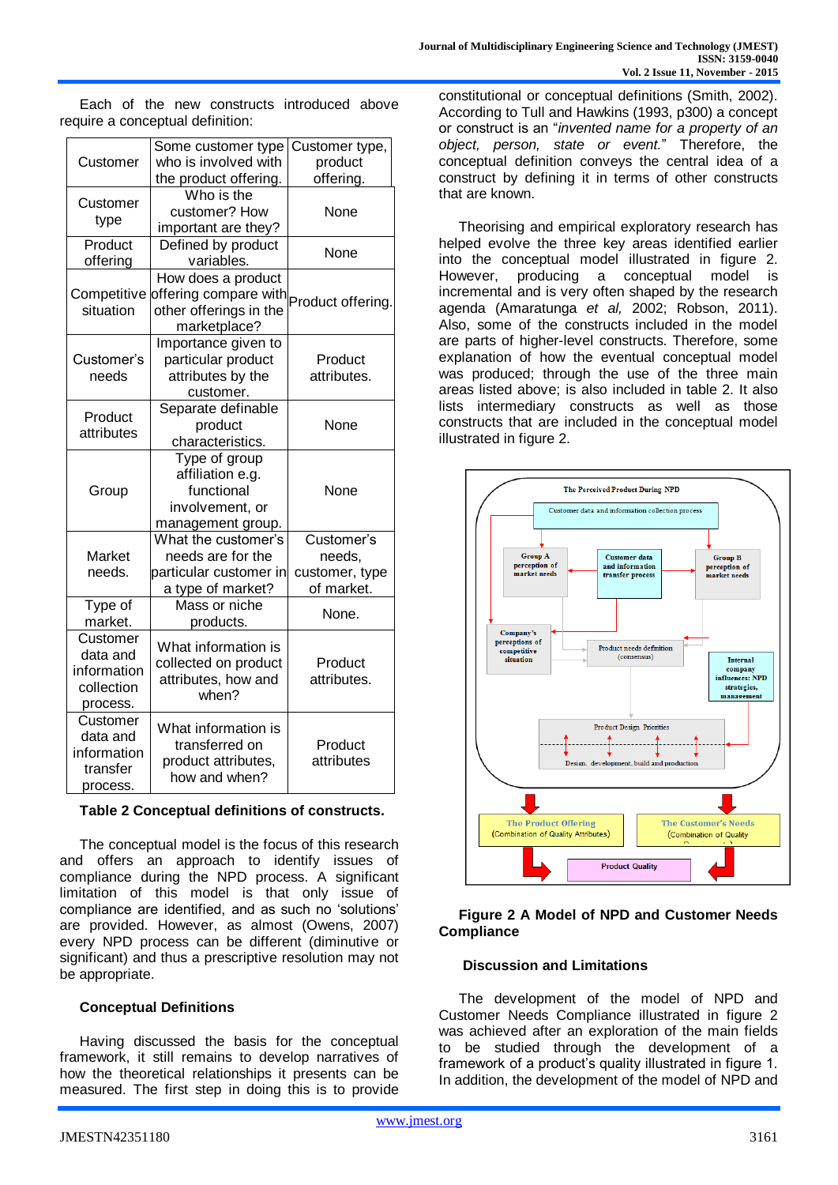Each of the new constructs introduced above require a conceptual definition:

| Customer | Some customer type who is involved with the product offering. | Customer type, product offering. |
|---|---|---|
| Customer type | Who is the customer? How important are they? | None |
| Product offering | Defined by product variables. | None |
| Competitive situation | How does a product offering compare with other offerings in the marketplace? | Product offering. |
| Customer's needs | Importance given to particular product attributes by the customer. | Product attributes. |
| Product attributes | Separate definable product characteristics. | None |
| Group | Type of group affiliation e.g. functional involvement, or management group. | None |
| Market needs. | What the customer's needs are for the particular customer in a type of market? | Customer's needs, customer, type of market. |
| Type of market. | Mass or niche products. | None. |
| Customer data and information collection process. | What information is collected on product attributes, how and when? | Product attributes. |
| Customer data and information transfer process. | What information is transferred on product attributes, how and when? | Product attributes |

**Table 2 Conceptual definitions of constructs.**

The conceptual model is the focus of this research and offers an approach to identify issues of compliance during the NPD process. A significant limitation of this model is that only issue of compliance are identified, and as such no 'solutions' are provided. However, as almost (Owens, 2007) every NPD process can be different (diminutive or significant) and thus a prescriptive resolution may not be appropriate.

## Conceptual Definitions

Having discussed the basis for the conceptual framework, it still remains to develop narratives of how the theoretical relationships it presents can be measured. The first step in doing this is to provide constitutional or conceptual definitions (Smith, 2002). According to Tull and Hawkins (1993, p300) a concept or construct is an "*invented name for a property of an object, person, state or event.*" Therefore, the conceptual definition conveys the central idea of a construct by defining it in terms of other constructs that are known.

Theorising and empirical exploratory research has helped evolve the three key areas identified earlier into the conceptual model illustrated in figure 2. However, producing a conceptual model is incremental and is very often shaped by the research agenda (Amaratunga *et al,* 2002; Robson, 2011). Also, some of the constructs included in the model are parts of higher-level constructs. Therefore, some explanation of how the eventual conceptual model was produced; through the use of the three main areas listed above; is also included in table 2. It also lists intermediary constructs as well as those constructs that are included in the conceptual model illustrated in figure 2.

**Figure 2 A Model of NPD and Customer Needs Compliance**

## Discussion and Limitations

The development of the model of NPD and Customer Needs Compliance illustrated in figure 2 was achieved after an exploration of the main fields to be studied through the development of a framework of a product's quality illustrated in figure 1. In addition, the development of the model of NPD and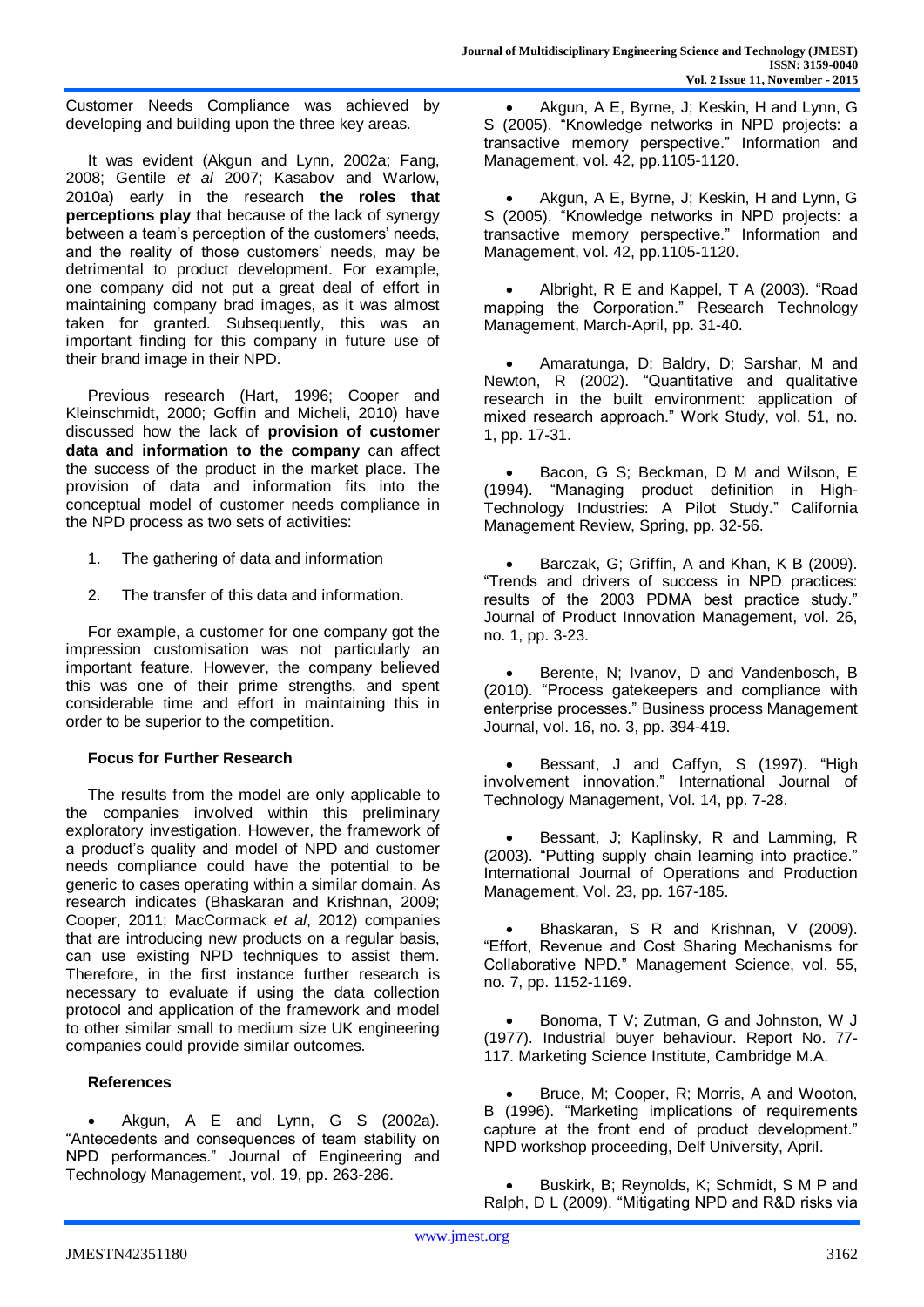Customer Needs Compliance was achieved by developing and building upon the three key areas.

It was evident (Akgun and Lynn, 2002a; Fang, 2008; Gentile *et al* 2007; Kasabov and Warlow, 2010a) early in the research **the roles that perceptions play** that because of the lack of synergy between a team's perception of the customers' needs, and the reality of those customers' needs, may be detrimental to product development. For example, one company did not put a great deal of effort in maintaining company brad images, as it was almost taken for granted. Subsequently, this was an important finding for this company in future use of their brand image in their NPD.

Previous research (Hart, 1996; Cooper and Kleinschmidt, 2000; Goffin and Micheli, 2010) have discussed how the lack of **provision of customer data and information to the company** can affect the success of the product in the market place. The provision of data and information fits into the conceptual model of customer needs compliance in the NPD process as two sets of activities:

1. The gathering of data and information
2. The transfer of this data and information.

For example, a customer for one company got the impression customisation was not particularly an important feature. However, the company believed this was one of their prime strengths, and spent considerable time and effort in maintaining this in order to be superior to the competition.

### Focus for Further Research

The results from the model are only applicable to the companies involved within this preliminary exploratory investigation. However, the framework of a product's quality and model of NPD and customer needs compliance could have the potential to be generic to cases operating within a similar domain. As research indicates (Bhaskaran and Krishnan, 2009; Cooper, 2011; MacCormack *et al*, 2012) companies that are introducing new products on a regular basis, can use existing NPD techniques to assist them. Therefore, in the first instance further research is necessary to evaluate if using the data collection protocol and application of the framework and model to other similar small to medium size UK engineering companies could provide similar outcomes.

### References

- Akgun, A E and Lynn, G S (2002a). "Antecedents and consequences of team stability on NPD performances." Journal of Engineering and Technology Management, vol. 19, pp. 263-286.
- Akgun, A E, Byrne, J; Keskin, H and Lynn, G S (2005). "Knowledge networks in NPD projects: a transactive memory perspective." Information and Management, vol. 42, pp.1105-1120.
- Akgun, A E, Byrne, J; Keskin, H and Lynn, G S (2005). "Knowledge networks in NPD projects: a transactive memory perspective." Information and Management, vol. 42, pp.1105-1120.
- Albright, R E and Kappel, T A (2003). "Road mapping the Corporation." Research Technology Management, March-April, pp. 31-40.
- Amaratunga, D; Baldry, D; Sarshar, M and Newton, R (2002). "Quantitative and qualitative research in the built environment: application of mixed research approach." Work Study, vol. 51, no. 1, pp. 17-31.
- Bacon, G S; Beckman, D M and Wilson, E (1994). "Managing product definition in High-Technology Industries: A Pilot Study." California Management Review, Spring, pp. 32-56.
- Barczak, G; Griffin, A and Khan, K B (2009). "Trends and drivers of success in NPD practices: results of the 2003 PDMA best practice study." Journal of Product Innovation Management, vol. 26, no. 1, pp. 3-23.
- Berente, N; Ivanov, D and Vandenbosch, B (2010). "Process gatekeepers and compliance with enterprise processes." Business process Management Journal, vol. 16, no. 3, pp. 394-419.
- Bessant, J and Caffyn, S (1997). "High involvement innovation." International Journal of Technology Management, Vol. 14, pp. 7-28.
- Bessant, J; Kaplinsky, R and Lamming, R (2003). "Putting supply chain learning into practice." International Journal of Operations and Production Management, Vol. 23, pp. 167-185.
- Bhaskaran, S R and Krishnan, V (2009). "Effort, Revenue and Cost Sharing Mechanisms for Collaborative NPD." Management Science, vol. 55, no. 7, pp. 1152-1169.
- Bonoma, T V; Zutman, G and Johnston, W J (1977). Industrial buyer behaviour. Report No. 77-117. Marketing Science Institute, Cambridge M.A.
- Bruce, M; Cooper, R; Morris, A and Wooton, B (1996). "Marketing implications of requirements capture at the front end of product development." NPD workshop proceeding, Delf University, April.
- Buskirk, B; Reynolds, K; Schmidt, S M P and Ralph, D L (2009). "Mitigating NPD and R&D risks via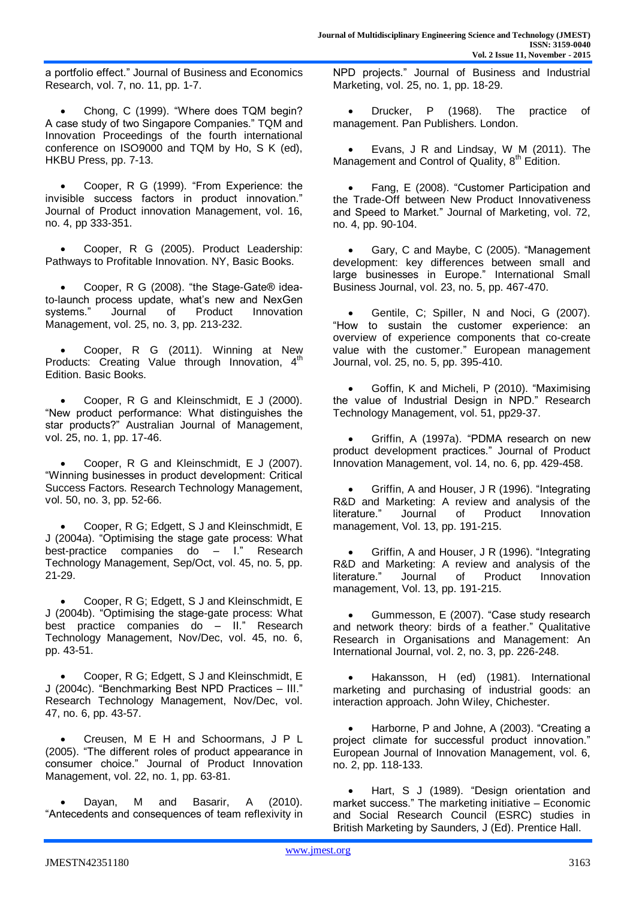a portfolio effect." Journal of Business and Economics Research, vol. 7, no. 11, pp. 1-7.

- Chong, C (1999). "Where does TQM begin? A case study of two Singapore Companies." TQM and Innovation Proceedings of the fourth international conference on ISO9000 and TQM by Ho, S K (ed), HKBU Press, pp. 7-13.

- Cooper, R G (1999). "From Experience: the invisible success factors in product innovation." Journal of Product innovation Management, vol. 16, no. 4, pp 333-351.

- Cooper, R G (2005). Product Leadership: Pathways to Profitable Innovation. NY, Basic Books.

- Cooper, R G (2008). "the Stage-Gate® idea-to-launch process update, what's new and NexGen systems." Journal of Product Innovation Management, vol. 25, no. 3, pp. 213-232.

- Cooper, R G (2011). Winning at New Products: Creating Value through Innovation, 4th Edition. Basic Books.

- Cooper, R G and Kleinschmidt, E J (2000). "New product performance: What distinguishes the star products?" Australian Journal of Management, vol. 25, no. 1, pp. 17-46.

- Cooper, R G and Kleinschmidt, E J (2007). "Winning businesses in product development: Critical Success Factors. Research Technology Management, vol. 50, no. 3, pp. 52-66.

- Cooper, R G; Edgett, S J and Kleinschmidt, E J (2004a). "Optimising the stage gate process: What best-practice companies do – I." Research Technology Management, Sep/Oct, vol. 45, no. 5, pp. 21-29.

- Cooper, R G; Edgett, S J and Kleinschmidt, E J (2004b). "Optimising the stage-gate process: What best practice companies do – II." Research Technology Management, Nov/Dec, vol. 45, no. 6, pp. 43-51.

- Cooper, R G; Edgett, S J and Kleinschmidt, E J (2004c). "Benchmarking Best NPD Practices – III." Research Technology Management, Nov/Dec, vol. 47, no. 6, pp. 43-57.

- Creusen, M E H and Schoormans, J P L (2005). "The different roles of product appearance in consumer choice." Journal of Product Innovation Management, vol. 22, no. 1, pp. 63-81.

- Dayan, M and Basarir, A (2010). "Antecedents and consequences of team reflexivity in NPD projects." Journal of Business and Industrial Marketing, vol. 25, no. 1, pp. 18-29.

- Drucker, P (1968). The practice of management. Pan Publishers. London.

- Evans, J R and Lindsay, W M (2011). The Management and Control of Quality, 8th Edition.

- Fang, E (2008). "Customer Participation and the Trade-Off between New Product Innovativeness and Speed to Market." Journal of Marketing, vol. 72, no. 4, pp. 90-104.

- Gary, C and Maybe, C (2005). "Management development: key differences between small and large businesses in Europe." International Small Business Journal, vol. 23, no. 5, pp. 467-470.

- Gentile, C; Spiller, N and Noci, G (2007). "How to sustain the customer experience: an overview of experience components that co-create value with the customer." European management Journal, vol. 25, no. 5, pp. 395-410.

- Goffin, K and Micheli, P (2010). "Maximising the value of Industrial Design in NPD." Research Technology Management, vol. 51, pp29-37.

- Griffin, A (1997a). "PDMA research on new product development practices." Journal of Product Innovation Management, vol. 14, no. 6, pp. 429-458.

- Griffin, A and Houser, J R (1996). "Integrating R&D and Marketing: A review and analysis of the literature." Journal of Product Innovation management, Vol. 13, pp. 191-215.

- Griffin, A and Houser, J R (1996). "Integrating R&D and Marketing: A review and analysis of the literature." Journal of Product Innovation management, Vol. 13, pp. 191-215.

- Gummesson, E (2007). "Case study research and network theory: birds of a feather." Qualitative Research in Organisations and Management: An International Journal, vol. 2, no. 3, pp. 226-248.

- Hakansson, H (ed) (1981). International marketing and purchasing of industrial goods: an interaction approach. John Wiley, Chichester.

- Harborne, P and Johne, A (2003). "Creating a project climate for successful product innovation." European Journal of Innovation Management, vol. 6, no. 2, pp. 118-133.

- Hart, S J (1989). "Design orientation and market success." The marketing initiative – Economic and Social Research Council (ESRC) studies in British Marketing by Saunders, J (Ed). Prentice Hall.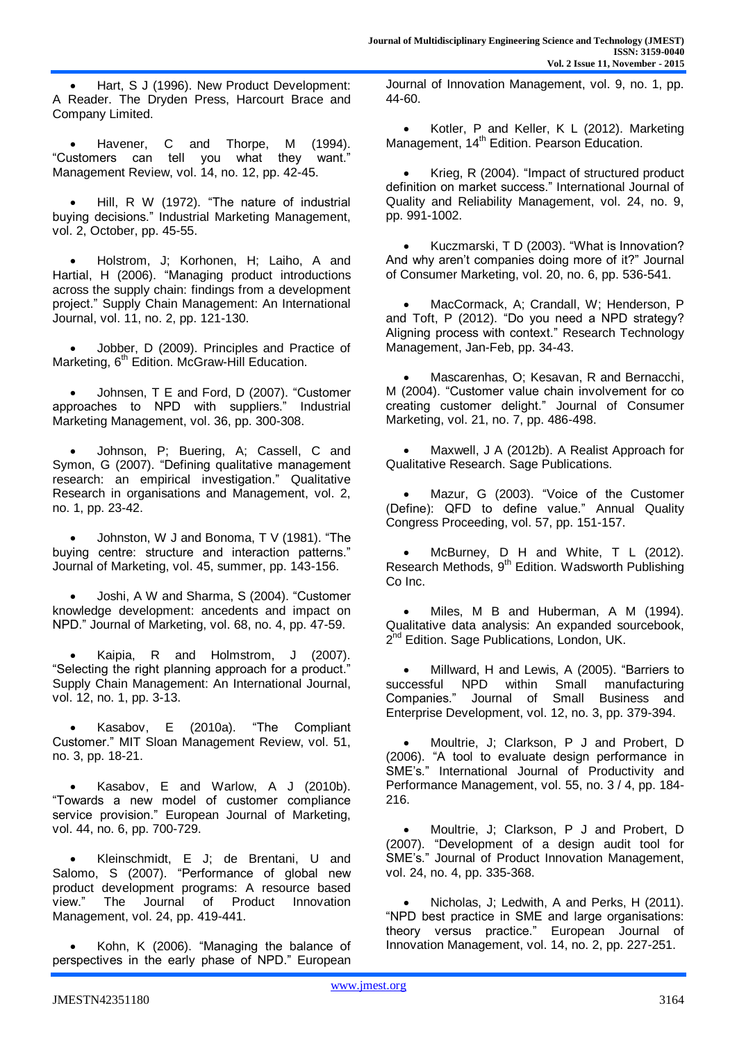- Hart, S J (1996). New Product Development: A Reader. The Dryden Press, Harcourt Brace and Company Limited.

- Havener, C and Thorpe, M (1994). “Customers can tell you what they want.” Management Review, vol. 14, no. 12, pp. 42-45.

- Hill, R W (1972). “The nature of industrial buying decisions.” Industrial Marketing Management, vol. 2, October, pp. 45-55.

- Holstrom, J; Korhonen, H; Laiho, A and Hartial, H (2006). “Managing product introductions across the supply chain: findings from a development project.” Supply Chain Management: An International Journal, vol. 11, no. 2, pp. 121-130.

- Jobber, D (2009). Principles and Practice of Marketing, 6th Edition. McGraw-Hill Education.

- Johnsen, T E and Ford, D (2007). “Customer approaches to NPD with suppliers.” Industrial Marketing Management, vol. 36, pp. 300-308.

- Johnson, P; Buering, A; Cassell, C and Symon, G (2007). “Defining qualitative management research: an empirical investigation.” Qualitative Research in organisations and Management, vol. 2, no. 1, pp. 23-42.

- Johnston, W J and Bonoma, T V (1981). “The buying centre: structure and interaction patterns.” Journal of Marketing, vol. 45, summer, pp. 143-156.

- Joshi, A W and Sharma, S (2004). “Customer knowledge development: ancedents and impact on NPD.” Journal of Marketing, vol. 68, no. 4, pp. 47-59.

- Kaipia, R and Holmstrom, J (2007). “Selecting the right planning approach for a product.” Supply Chain Management: An International Journal, vol. 12, no. 1, pp. 3-13.

- Kasabov, E (2010a). “The Compliant Customer.” MIT Sloan Management Review, vol. 51, no. 3, pp. 18-21.

- Kasabov, E and Warlow, A J (2010b). “Towards a new model of customer compliance service provision.” European Journal of Marketing, vol. 44, no. 6, pp. 700-729.

- Kleinschmidt, E J; de Brentani, U and Salomo, S (2007). “Performance of global new product development programs: A resource based view.” The Journal of Product Innovation Management, vol. 24, pp. 419-441.

- Kohn, K (2006). “Managing the balance of perspectives in the early phase of NPD.” European Journal of Innovation Management, vol. 9, no. 1, pp. 44-60.

- Kotler, P and Keller, K L (2012). Marketing Management, 14th Edition. Pearson Education.

- Krieg, R (2004). “Impact of structured product definition on market success.” International Journal of Quality and Reliability Management, vol. 24, no. 9, pp. 991-1002.

- Kuczmarski, T D (2003). “What is Innovation? And why aren’t companies doing more of it?” Journal of Consumer Marketing, vol. 20, no. 6, pp. 536-541.

- MacCormack, A; Crandall, W; Henderson, P and Toft, P (2012). “Do you need a NPD strategy? Aligning process with context.” Research Technology Management, Jan-Feb, pp. 34-43.

- Mascarenhas, O; Kesavan, R and Bernacchi, M (2004). “Customer value chain involvement for co creating customer delight.” Journal of Consumer Marketing, vol. 21, no. 7, pp. 486-498.

- Maxwell, J A (2012b). A Realist Approach for Qualitative Research. Sage Publications.

- Mazur, G (2003). “Voice of the Customer (Define): QFD to define value.” Annual Quality Congress Proceeding, vol. 57, pp. 151-157.

- McBurney, D H and White, T L (2012). Research Methods, 9th Edition. Wadsworth Publishing Co Inc.

- Miles, M B and Huberman, A M (1994). Qualitative data analysis: An expanded sourcebook, 2nd Edition. Sage Publications, London, UK.

- Millward, H and Lewis, A (2005). “Barriers to successful NPD within Small manufacturing Companies.” Journal of Small Business and Enterprise Development, vol. 12, no. 3, pp. 379-394.

- Moultrie, J; Clarkson, P J and Probert, D (2006). “A tool to evaluate design performance in SME’s.” International Journal of Productivity and Performance Management, vol. 55, no. 3 / 4, pp. 184-216.

- Moultrie, J; Clarkson, P J and Probert, D (2007). “Development of a design audit tool for SME’s.” Journal of Product Innovation Management, vol. 24, no. 4, pp. 335-368.

- Nicholas, J; Ledwith, A and Perks, H (2011). “NPD best practice in SME and large organisations: theory versus practice.” European Journal of Innovation Management, vol. 14, no. 2, pp. 227-251.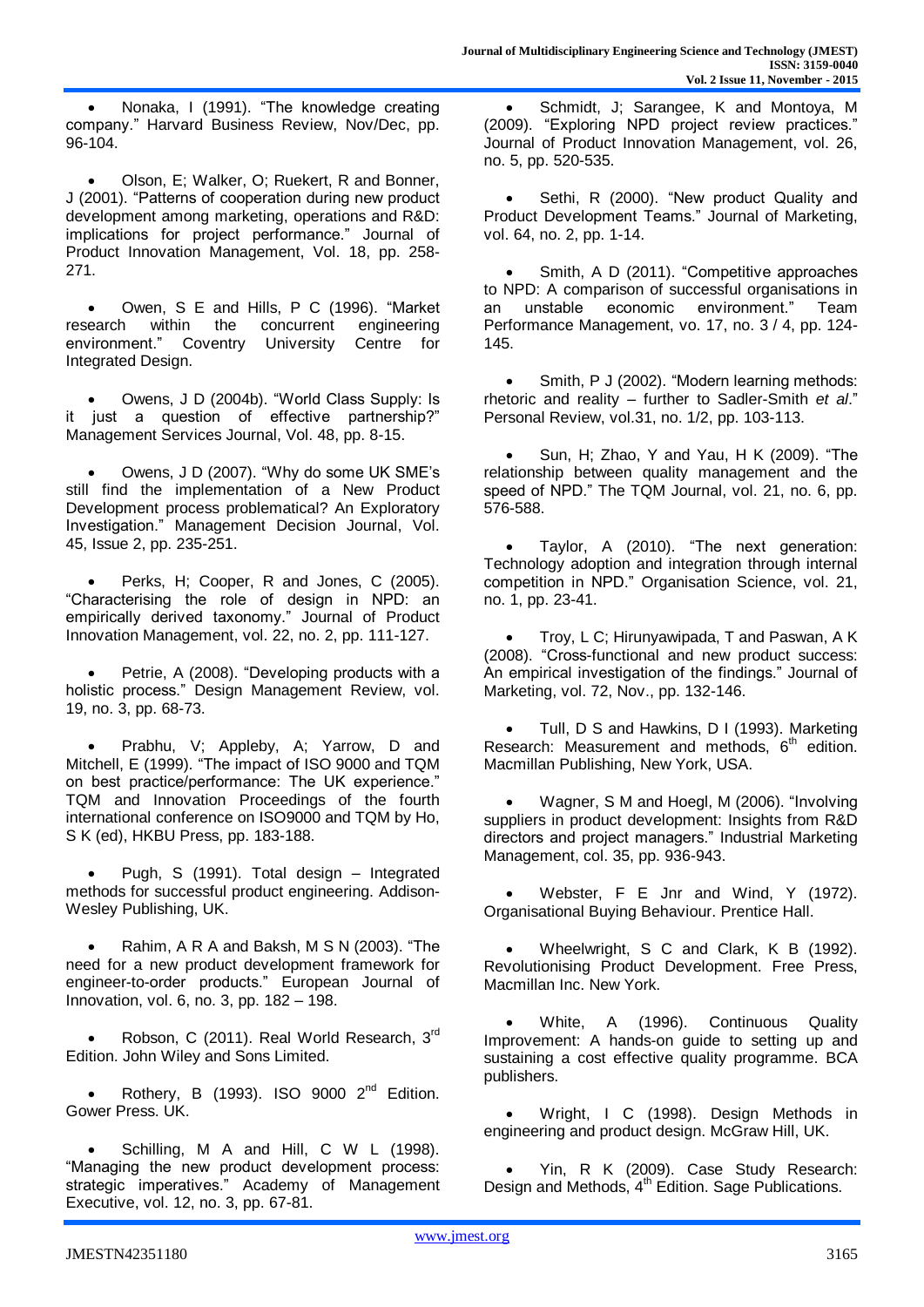- Nonaka, I (1991). "The knowledge creating company." Harvard Business Review, Nov/Dec, pp. 96-104.

- Olson, E; Walker, O; Ruekert, R and Bonner, J (2001). "Patterns of cooperation during new product development among marketing, operations and R&D: implications for project performance." Journal of Product Innovation Management, Vol. 18, pp. 258-271.

- Owen, S E and Hills, P C (1996). "Market research within the concurrent engineering environment." Coventry University Centre for Integrated Design.

- Owens, J D (2004b). "World Class Supply: Is it just a question of effective partnership?" Management Services Journal, Vol. 48, pp. 8-15.

- Owens, J D (2007). "Why do some UK SME's still find the implementation of a New Product Development process problematical? An Exploratory Investigation." Management Decision Journal, Vol. 45, Issue 2, pp. 235-251.

- Perks, H; Cooper, R and Jones, C (2005). "Characterising the role of design in NPD: an empirically derived taxonomy." Journal of Product Innovation Management, vol. 22, no. 2, pp. 111-127.

- Petrie, A (2008). "Developing products with a holistic process." Design Management Review, vol. 19, no. 3, pp. 68-73.

- Prabhu, V; Appleby, A; Yarrow, D and Mitchell, E (1999). "The impact of ISO 9000 and TQM on best practice/performance: The UK experience." TQM and Innovation Proceedings of the fourth international conference on ISO9000 and TQM by Ho, S K (ed), HKBU Press, pp. 183-188.

- Pugh, S (1991). Total design – Integrated methods for successful product engineering. Addison-Wesley Publishing, UK.

- Rahim, A R A and Baksh, M S N (2003). "The need for a new product development framework for engineer-to-order products." European Journal of Innovation, vol. 6, no. 3, pp. 182 – 198.

- Robson, C (2011). Real World Research, 3rd Edition. John Wiley and Sons Limited.

- Rothery, B (1993). ISO 9000 2nd Edition. Gower Press. UK.

- Schilling, M A and Hill, C W L (1998). "Managing the new product development process: strategic imperatives." Academy of Management Executive, vol. 12, no. 3, pp. 67-81.

- Schmidt, J; Sarangee, K and Montoya, M (2009). "Exploring NPD project review practices." Journal of Product Innovation Management, vol. 26, no. 5, pp. 520-535.

- Sethi, R (2000). "New product Quality and Product Development Teams." Journal of Marketing, vol. 64, no. 2, pp. 1-14.

- Smith, A D (2011). "Competitive approaches to NPD: A comparison of successful organisations in an unstable economic environment." Team Performance Management, vo. 17, no. 3 / 4, pp. 124-145.

- Smith, P J (2002). "Modern learning methods: rhetoric and reality – further to Sadler-Smith *et al*." Personal Review, vol.31, no. 1/2, pp. 103-113.

- Sun, H; Zhao, Y and Yau, H K (2009). "The relationship between quality management and the speed of NPD." The TQM Journal, vol. 21, no. 6, pp. 576-588.

- Taylor, A (2010). "The next generation: Technology adoption and integration through internal competition in NPD." Organisation Science, vol. 21, no. 1, pp. 23-41.

- Troy, L C; Hirunyawipada, T and Paswan, A K (2008). "Cross-functional and new product success: An empirical investigation of the findings." Journal of Marketing, vol. 72, Nov., pp. 132-146.

- Tull, D S and Hawkins, D I (1993). Marketing Research: Measurement and methods, 6th edition. Macmillan Publishing, New York, USA.

- Wagner, S M and Hoegl, M (2006). "Involving suppliers in product development: Insights from R&D directors and project managers." Industrial Marketing Management, col. 35, pp. 936-943.

- Webster, F E Jnr and Wind, Y (1972). Organisational Buying Behaviour. Prentice Hall.

- Wheelwright, S C and Clark, K B (1992). Revolutionising Product Development. Free Press, Macmillan Inc. New York.

- White, A (1996). Continuous Quality Improvement: A hands-on guide to setting up and sustaining a cost effective quality programme. BCA publishers.

- Wright, I C (1998). Design Methods in engineering and product design. McGraw Hill, UK.

- Yin, R K (2009). Case Study Research: Design and Methods, 4th Edition. Sage Publications.